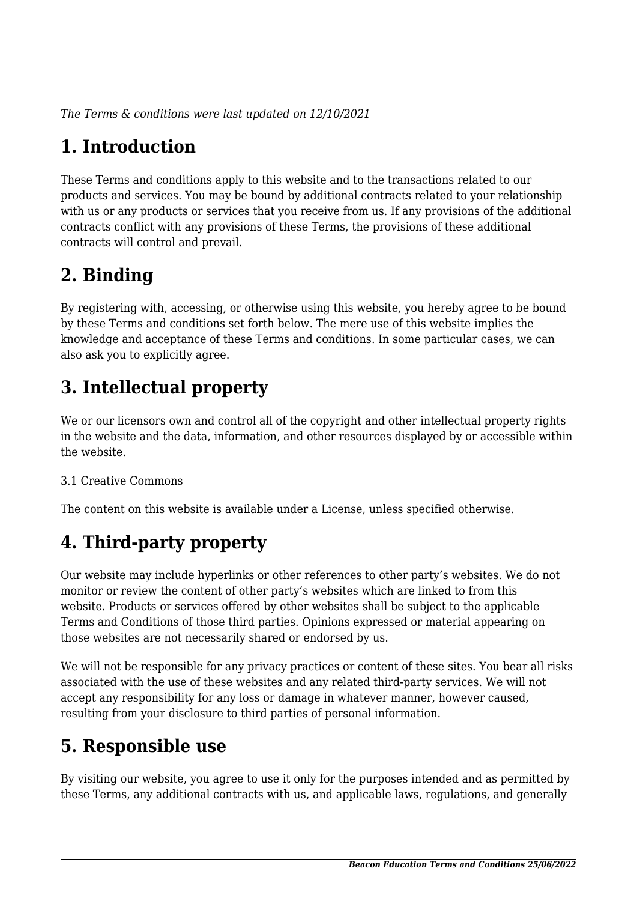*The Terms & conditions were last updated on 12/10/2021*

# 1. Introduction

These Terms and conditions apply to this website and to the transactions related to our products and services. You may be bound by additional contracts related to your relationship with us or any products or services that you receive from us. If any provisions of the additional contracts conflict with any provisions of these Terms, the provisions of these additional contracts will control and prevail.

# 2. Binding

By registering with, accessing, or otherwise using this website, you hereby agree to be bound by these Terms and conditions set forth below. The mere use of this website implies the knowledge and acceptance of these Terms and conditions. In some particular cases, we can also ask you to explicitly agree.

# 3. Intellectual property

We or our licensors own and control all of the copyright and other intellectual property rights in the website and the data, information, and other resources displayed by or accessible within the website.

3.1 Creative Commons

The content on this website is available under a License, unless specified otherwise.

# 4. Third-party property

Our website may include hyperlinks or other references to other party's websites. We do not monitor or review the content of other party's websites which are linked to from this website. Products or services offered by other websites shall be subject to the applicable Terms and Conditions of those third parties. Opinions expressed or material appearing on those websites are not necessarily shared or endorsed by us.

We will not be responsible for any privacy practices or content of these sites. You bear all risks associated with the use of these websites and any related third-party services. We will not accept any responsibility for any loss or damage in whatever manner, however caused, resulting from your disclosure to third parties of personal information.

# 5. Responsible use

By visiting our website, you agree to use it only for the purposes intended and as permitted by these Terms, any additional contracts with us, and applicable laws, regulations, and generally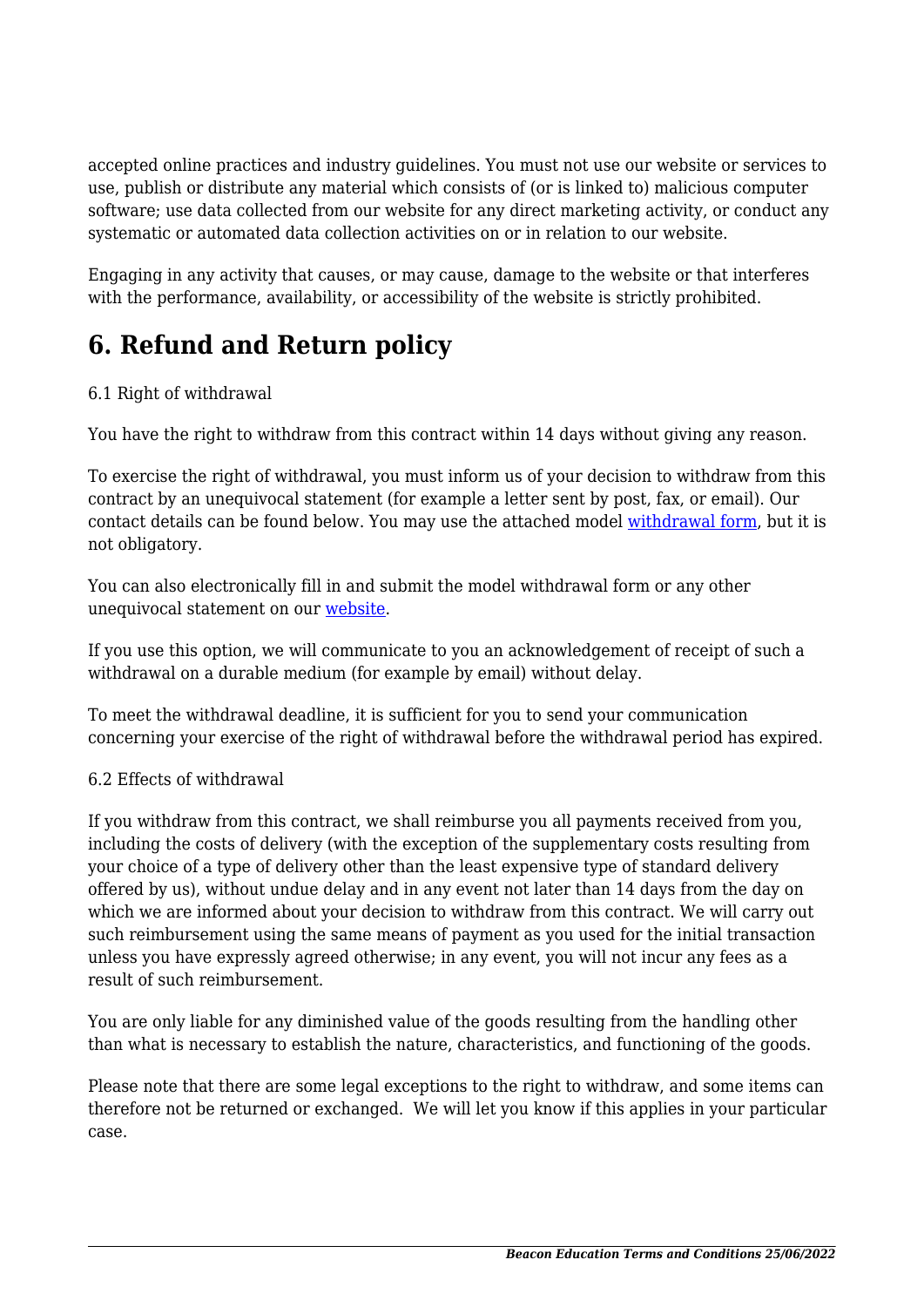accepted online practices and industry guidelines. You must not use our website or services to use, publish or distribute any material which consists of (or is linked to) malicious computer software; use data collected from our website for any direct marketing activity, or conduct any systematic or automated data collection activities on or in relation to our website.

Engaging in any activity that causes, or may cause, damage to the website or that interferes with the performance, availability, or accessibility of the website is strictly prohibited.

## 6. Refund and Return policy

6.1 Right of withdrawal

You have the right to withdraw from this contract within 14 days without giving any reason.

To exercise the right of withdrawal, you must inform us of your decision to withdraw from this contract by an unequivocal statement (for example a letter sent by post, fax, or email). Our contact details can be found below. You may use the attached model withdrawal form, but it is not obligatory.

You can also electronically fill in and submit the model withdrawal form or any other unequivocal statement on our website.

If you use this option, we will communicate to you an acknowledgement of receipt of such a withdrawal on a durable medium (for example by email) without delay.

To meet the withdrawal deadline, it is sufficient for you to send your communication concerning your exercise of the right of withdrawal before the withdrawal period has expired.

6.2 Effects of withdrawal

If you withdraw from this contract, we shall reimburse you all payments received from you, including the costs of delivery (with the exception of the supplementary costs resulting from your choice of a type of delivery other than the least expensive type of standard delivery offered by us), without undue delay and in any event not later than 14 days from the day on which we are informed about your decision to withdraw from this contract. We will carry out such reimbursement using the same means of payment as you used for the initial transaction unless you have expressly agreed otherwise; in any event, you will not incur any fees as a result of such reimbursement.

You are only liable for any diminished value of the goods resulting from the handling other than what is necessary to establish the nature, characteristics, and functioning of the goods.

Please note that there are some legal exceptions to the right to withdraw, and some items can therefore not be returned or exchanged. We will let you know if this applies in your particular case.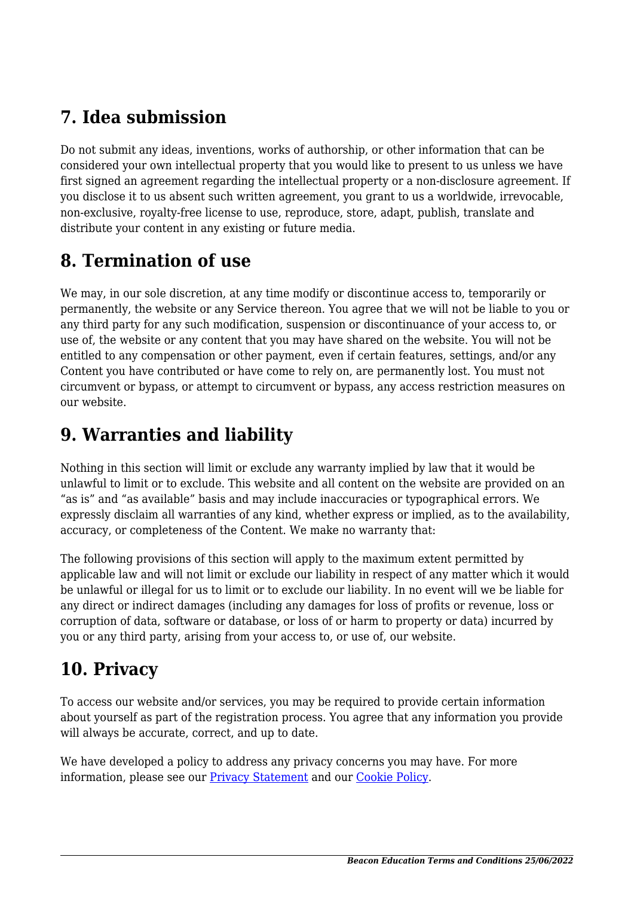## 7. Idea submission

Do not submit any ideas, inventions, works of authorship, or other information that can be considered your own intellectual property that you would like to present to us unless we have first signed an agreement regarding the intellectual property or a non-disclosure agreement. If you disclose it to us absent such written agreement, you grant to us a worldwide, irrevocable, non-exclusive, royalty-free license to use, reproduce, store, adapt, publish, translate and distribute your content in any existing or future media.

## 8. Termination of use

We may, in our sole discretion, at any time modify or discontinue access to, temporarily or permanently, the website or any Service thereon. You agree that we will not be liable to you or any third party for any such modification, suspension or discontinuance of your access to, or use of, the website or any content that you may have shared on the website. You will not be entitled to any compensation or other payment, even if certain features, settings, and/or any Content you have contributed or have come to rely on, are permanently lost. You must not circumvent or bypass, or attempt to circumvent or bypass, any access restriction measures on our website.

## 9. Warranties and liability

Nothing in this section will limit or exclude any warranty implied by law that it would be unlawful to limit or to exclude. This website and all content on the website are provided on an “as is” and “as available” basis and may include inaccuracies or typographical errors. We expressly disclaim all warranties of any kind, whether express or implied, as to the availability, accuracy, or completeness of the Content. We make no warranty that:

The following provisions of this section will apply to the maximum extent permitted by applicable law and will not limit or exclude our liability in respect of any matter which it would be unlawful or illegal for us to limit or to exclude our liability. In no event will we be liable for any direct or indirect damages (including any damages for loss of profits or revenue, loss or corruption of data, software or database, or loss of or harm to property or data) incurred by you or any third party, arising from your access to, or use of, our website.

## 10. Privacy

To access our website and/or services, you may be required to provide certain information about yourself as part of the registration process. You agree that any information you provide will always be accurate, correct, and up to date.

We have developed a policy to address any privacy concerns you may have. For more information, please see our [Privacy Statement] and our [Cookie Policy].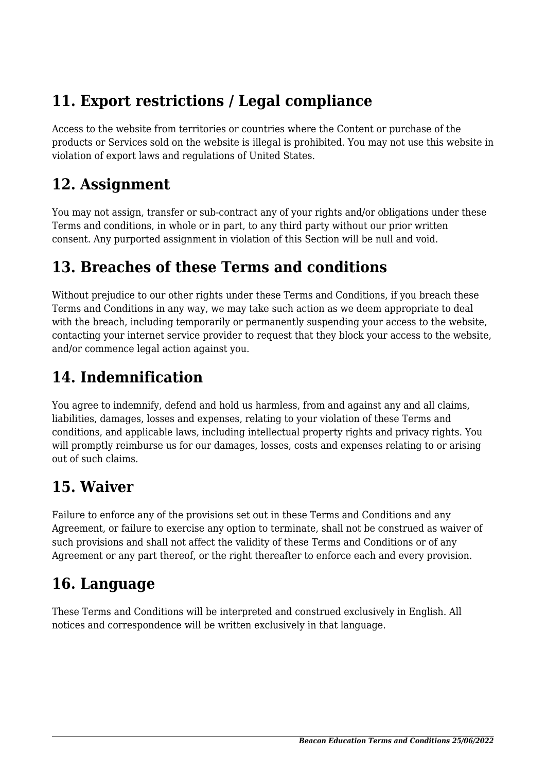## 11. Export restrictions / Legal compliance

Access to the website from territories or countries where the Content or purchase of the products or Services sold on the website is illegal is prohibited. You may not use this website in violation of export laws and regulations of United States.

## 12. Assignment

You may not assign, transfer or sub-contract any of your rights and/or obligations under these Terms and conditions, in whole or in part, to any third party without our prior written consent. Any purported assignment in violation of this Section will be null and void.

## 13. Breaches of these Terms and conditions

Without prejudice to our other rights under these Terms and Conditions, if you breach these Terms and Conditions in any way, we may take such action as we deem appropriate to deal with the breach, including temporarily or permanently suspending your access to the website, contacting your internet service provider to request that they block your access to the website, and/or commence legal action against you.

## 14. Indemnification

You agree to indemnify, defend and hold us harmless, from and against any and all claims, liabilities, damages, losses and expenses, relating to your violation of these Terms and conditions, and applicable laws, including intellectual property rights and privacy rights. You will promptly reimburse us for our damages, losses, costs and expenses relating to or arising out of such claims.

## 15. Waiver

Failure to enforce any of the provisions set out in these Terms and Conditions and any Agreement, or failure to exercise any option to terminate, shall not be construed as waiver of such provisions and shall not affect the validity of these Terms and Conditions or of any Agreement or any part thereof, or the right thereafter to enforce each and every provision.

## 16. Language

These Terms and Conditions will be interpreted and construed exclusively in English. All notices and correspondence will be written exclusively in that language.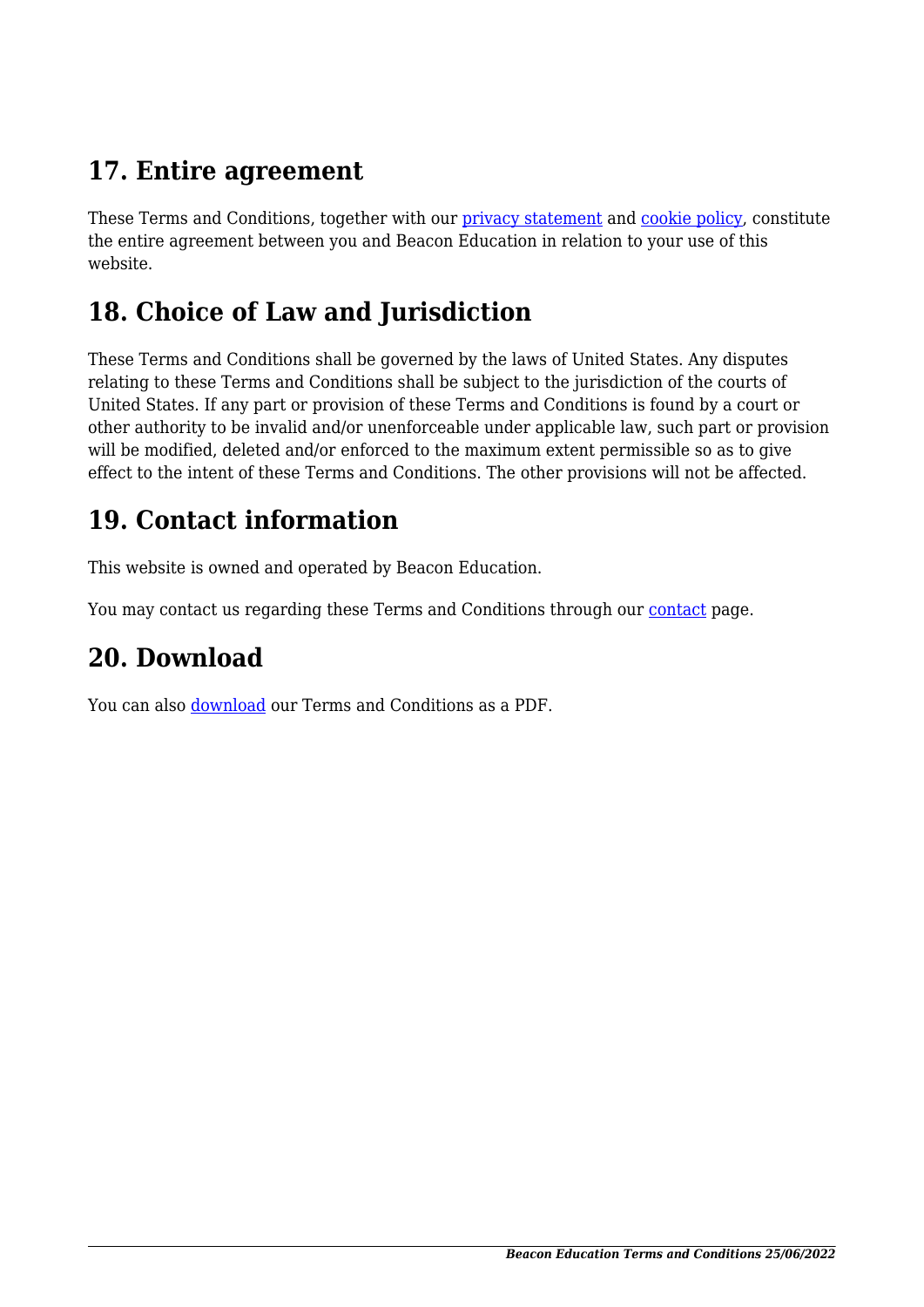## 17. Entire agreement

These Terms and Conditions, together with our privacy statement and cookie policy, constitute the entire agreement between you and Beacon Education in relation to your use of this website.

## 18. Choice of Law and Jurisdiction

These Terms and Conditions shall be governed by the laws of United States. Any disputes relating to these Terms and Conditions shall be subject to the jurisdiction of the courts of United States. If any part or provision of these Terms and Conditions is found by a court or other authority to be invalid and/or unenforceable under applicable law, such part or provision will be modified, deleted and/or enforced to the maximum extent permissible so as to give effect to the intent of these Terms and Conditions. The other provisions will not be affected.

## 19. Contact information

This website is owned and operated by Beacon Education.

You may contact us regarding these Terms and Conditions through our contact page.

## 20. Download

You can also download our Terms and Conditions as a PDF.